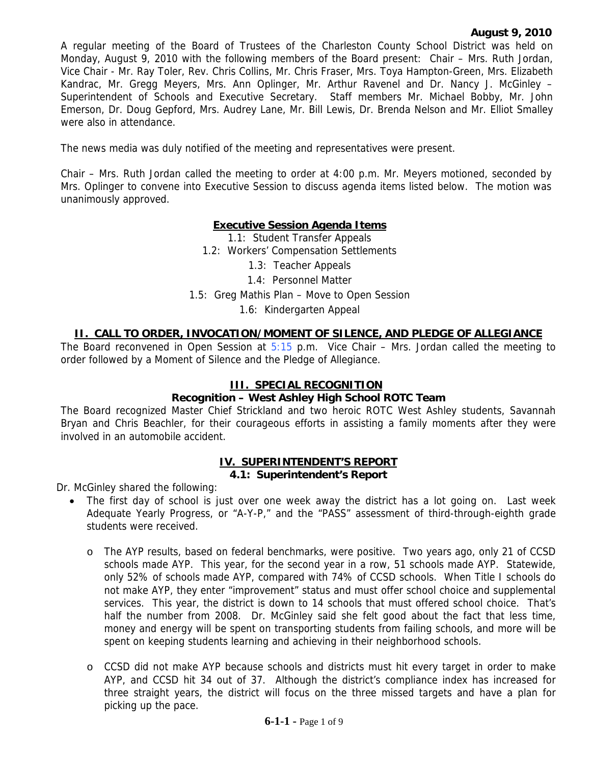**August 9, 2010**

A regular meeting of the Board of Trustees of the Charleston County School District was held on Monday, August 9, 2010 with the following members of the Board present: Chair – Mrs. Ruth Jordan, Vice Chair - Mr. Ray Toler, Rev. Chris Collins, Mr. Chris Fraser, Mrs. Toya Hampton-Green, Mrs. Elizabeth Kandrac, Mr. Gregg Meyers, Mrs. Ann Oplinger, Mr. Arthur Ravenel and Dr. Nancy J. McGinley – Superintendent of Schools and Executive Secretary. Staff members Mr. Michael Bobby, Mr. John Emerson, Dr. Doug Gepford, Mrs. Audrey Lane, Mr. Bill Lewis, Dr. Brenda Nelson and Mr. Elliot Smalley were also in attendance.

The news media was duly notified of the meeting and representatives were present.

Chair – Mrs. Ruth Jordan called the meeting to order at 4:00 p.m. Mr. Meyers motioned, seconded by Mrs. Oplinger to convene into Executive Session to discuss agenda items listed below. The motion was unanimously approved.

**Executive Session Agenda Items**

1.1: Student Transfer Appeals
1.2: Workers' Compensation Settlements
1.3: Teacher Appeals
1.4: Personnel Matter
1.5: Greg Mathis Plan – Move to Open Session
1.6: Kindergarten Appeal

## II. CALL TO ORDER, INVOCATION/MOMENT OF SILENCE, AND PLEDGE OF ALLEGIANCE

The Board reconvened in Open Session at 5:15 p.m. Vice Chair – Mrs. Jordan called the meeting to order followed by a Moment of Silence and the Pledge of Allegiance.

## III. SPECIAL RECOGNITION

### Recognition – West Ashley High School ROTC Team

The Board recognized Master Chief Strickland and two heroic ROTC West Ashley students, Savannah Bryan and Chris Beachler, for their courageous efforts in assisting a family moments after they were involved in an automobile accident.

## IV. SUPERINTENDENT'S REPORT

### 4.1: Superintendent's Report

Dr. McGinley shared the following:

- The first day of school is just over one week away the district has a lot going on. Last week Adequate Yearly Progress, or "A-Y-P," and the "PASS" assessment of third-through-eighth grade students were received.
  - The AYP results, based on federal benchmarks, were positive. Two years ago, only 21 of CCSD schools made AYP. This year, for the second year in a row, 51 schools made AYP. Statewide, only 52% of schools made AYP, compared with 74% of CCSD schools. When Title I schools do not make AYP, they enter "improvement" status and must offer school choice and supplemental services. This year, the district is down to 14 schools that must offered school choice. That's half the number from 2008. Dr. McGinley said she felt good about the fact that less time, money and energy will be spent on transporting students from failing schools, and more will be spent on keeping students learning and achieving in their neighborhood schools.
  - CCSD did not make AYP because schools and districts must hit every target in order to make AYP, and CCSD hit 34 out of 37. Although the district's compliance index has increased for three straight years, the district will focus on the three missed targets and have a plan for picking up the pace.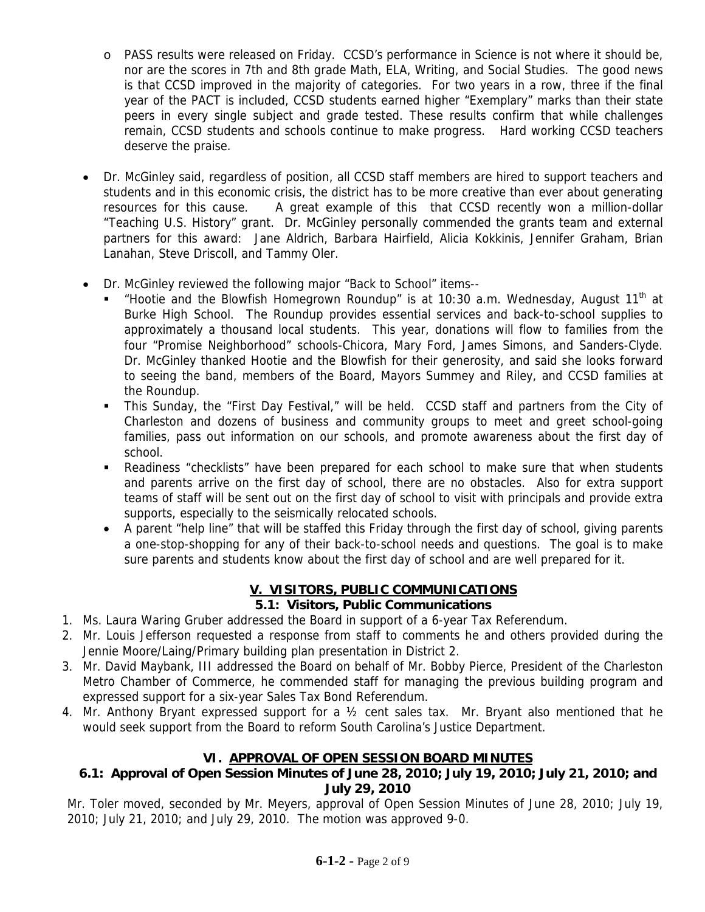- PASS results were released on Friday. CCSD's performance in Science is not where it should be, nor are the scores in 7th and 8th grade Math, ELA, Writing, and Social Studies. The good news is that CCSD improved in the majority of categories. For two years in a row, three if the final year of the PACT is included, CCSD students earned higher "Exemplary" marks than their state peers in every single subject and grade tested. These results confirm that while challenges remain, CCSD students and schools continue to make progress. Hard working CCSD teachers deserve the praise.

- Dr. McGinley said, regardless of position, all CCSD staff members are hired to support teachers and students and in this economic crisis, the district has to be more creative than ever about generating resources for this cause. A great example of this that CCSD recently won a million-dollar "Teaching U.S. History" grant. Dr. McGinley personally commended the grants team and external partners for this award: Jane Aldrich, Barbara Hairfield, Alicia Kokkinis, Jennifer Graham, Brian Lanahan, Steve Driscoll, and Tammy Oler.

- Dr. McGinley reviewed the following major "Back to School" items--
  - "Hootie and the Blowfish Homegrown Roundup" is at 10:30 a.m. Wednesday, August 11th at Burke High School. The Roundup provides essential services and back-to-school supplies to approximately a thousand local students. This year, donations will flow to families from the four "Promise Neighborhood" schools-Chicora, Mary Ford, James Simons, and Sanders-Clyde. Dr. McGinley thanked Hootie and the Blowfish for their generosity, and said she looks forward to seeing the band, members of the Board, Mayors Summey and Riley, and CCSD families at the Roundup.
  - This Sunday, the "First Day Festival," will be held. CCSD staff and partners from the City of Charleston and dozens of business and community groups to meet and greet school-going families, pass out information on our schools, and promote awareness about the first day of school.
  - Readiness "checklists" have been prepared for each school to make sure that when students and parents arrive on the first day of school, there are no obstacles. Also for extra support teams of staff will be sent out on the first day of school to visit with principals and provide extra supports, especially to the seismically relocated schools.
- A parent "help line" that will be staffed this Friday through the first day of school, giving parents a one-stop-shopping for any of their back-to-school needs and questions. The goal is to make sure parents and students know about the first day of school and are well prepared for it.

## V. VISITORS, PUBLIC COMMUNICATIONS

### 5.1: Visitors, Public Communications

1. Ms. Laura Waring Gruber addressed the Board in support of a 6-year Tax Referendum.
2. Mr. Louis Jefferson requested a response from staff to comments he and others provided during the Jennie Moore/Laing/Primary building plan presentation in District 2.
3. Mr. David Maybank, III addressed the Board on behalf of Mr. Bobby Pierce, President of the Charleston Metro Chamber of Commerce, he commended staff for managing the previous building program and expressed support for a six-year Sales Tax Bond Referendum.
4. Mr. Anthony Bryant expressed support for a ½ cent sales tax. Mr. Bryant also mentioned that he would seek support from the Board to reform South Carolina's Justice Department.

## VI. APPROVAL OF OPEN SESSION BOARD MINUTES

### 6.1: Approval of Open Session Minutes of June 28, 2010; July 19, 2010; July 21, 2010; and July 29, 2010

Mr. Toler moved, seconded by Mr. Meyers, approval of Open Session Minutes of June 28, 2010; July 19, 2010; July 21, 2010; and July 29, 2010. The motion was approved 9-0.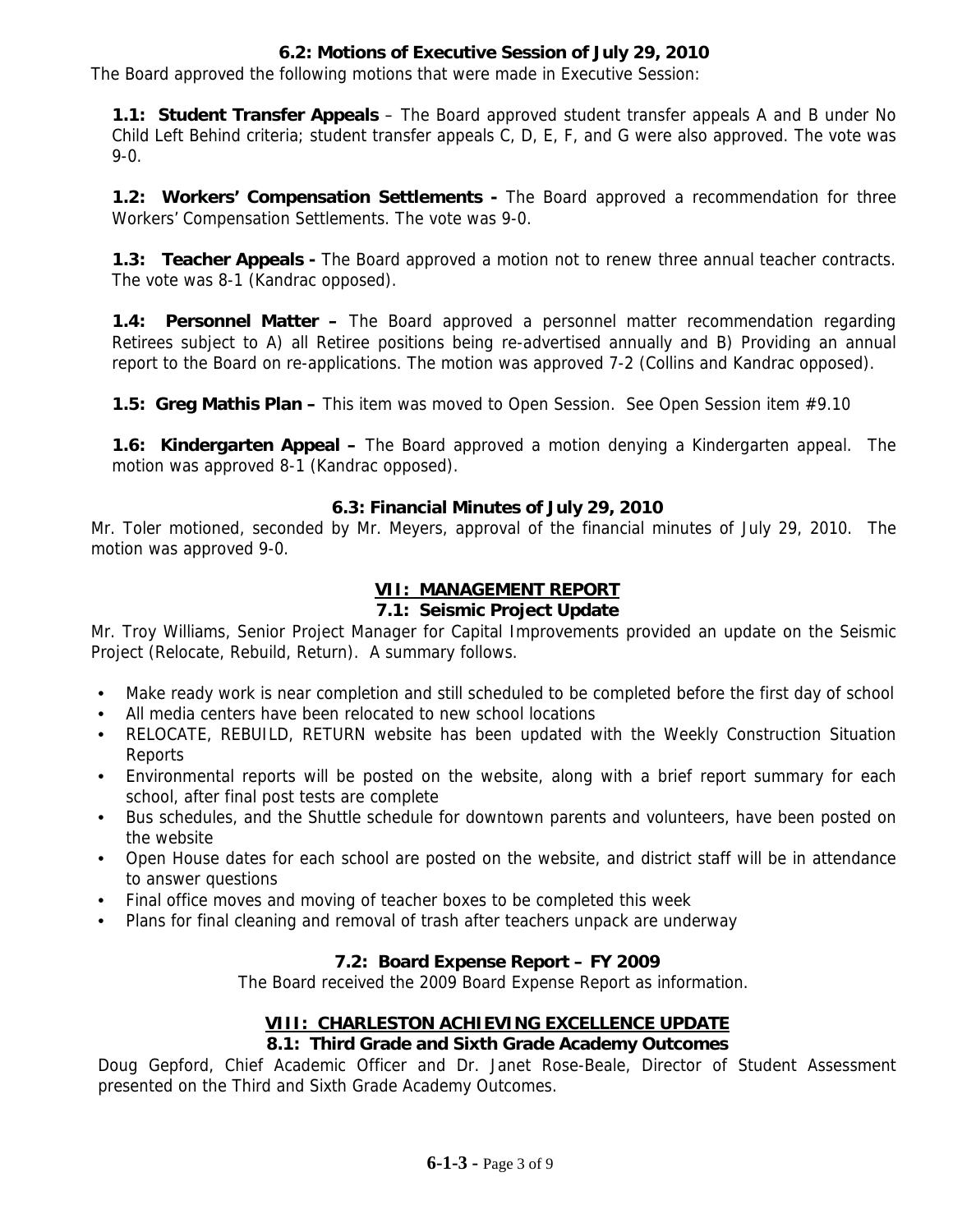### 6.2: Motions of Executive Session of July 29, 2010

The Board approved the following motions that were made in Executive Session:

**1.1: Student Transfer Appeals** – The Board approved student transfer appeals A and B under No Child Left Behind criteria; student transfer appeals C, D, E, F, and G were also approved. The vote was 9-0.

**1.2: Workers' Compensation Settlements -** The Board approved a recommendation for three Workers' Compensation Settlements. The vote was 9-0.

**1.3: Teacher Appeals -** The Board approved a motion not to renew three annual teacher contracts. The vote was 8-1 (Kandrac opposed).

**1.4: Personnel Matter –** The Board approved a personnel matter recommendation regarding Retirees subject to A) all Retiree positions being re-advertised annually and B) Providing an annual report to the Board on re-applications. The motion was approved 7-2 (Collins and Kandrac opposed).

**1.5: Greg Mathis Plan –** This item was moved to Open Session. See Open Session item #9.10

**1.6: Kindergarten Appeal –** The Board approved a motion denying a Kindergarten appeal. The motion was approved 8-1 (Kandrac opposed).

### 6.3: Financial Minutes of July 29, 2010

Mr. Toler motioned, seconded by Mr. Meyers, approval of the financial minutes of July 29, 2010. The motion was approved 9-0.

## VII: MANAGEMENT REPORT

### 7.1: Seismic Project Update

Mr. Troy Williams, Senior Project Manager for Capital Improvements provided an update on the Seismic Project (Relocate, Rebuild, Return). A summary follows.

- Make ready work is near completion and still scheduled to be completed before the first day of school
- All media centers have been relocated to new school locations
- RELOCATE, REBUILD, RETURN website has been updated with the Weekly Construction Situation Reports
- Environmental reports will be posted on the website, along with a brief report summary for each school, after final post tests are complete
- Bus schedules, and the Shuttle schedule for downtown parents and volunteers, have been posted on the website
- Open House dates for each school are posted on the website, and district staff will be in attendance to answer questions
- Final office moves and moving of teacher boxes to be completed this week
- Plans for final cleaning and removal of trash after teachers unpack are underway

### 7.2: Board Expense Report – FY 2009

The Board received the 2009 Board Expense Report as information.

## VIII: CHARLESTON ACHIEVING EXCELLENCE UPDATE

### 8.1: Third Grade and Sixth Grade Academy Outcomes

Doug Gepford, Chief Academic Officer and Dr. Janet Rose-Beale, Director of Student Assessment presented on the Third and Sixth Grade Academy Outcomes.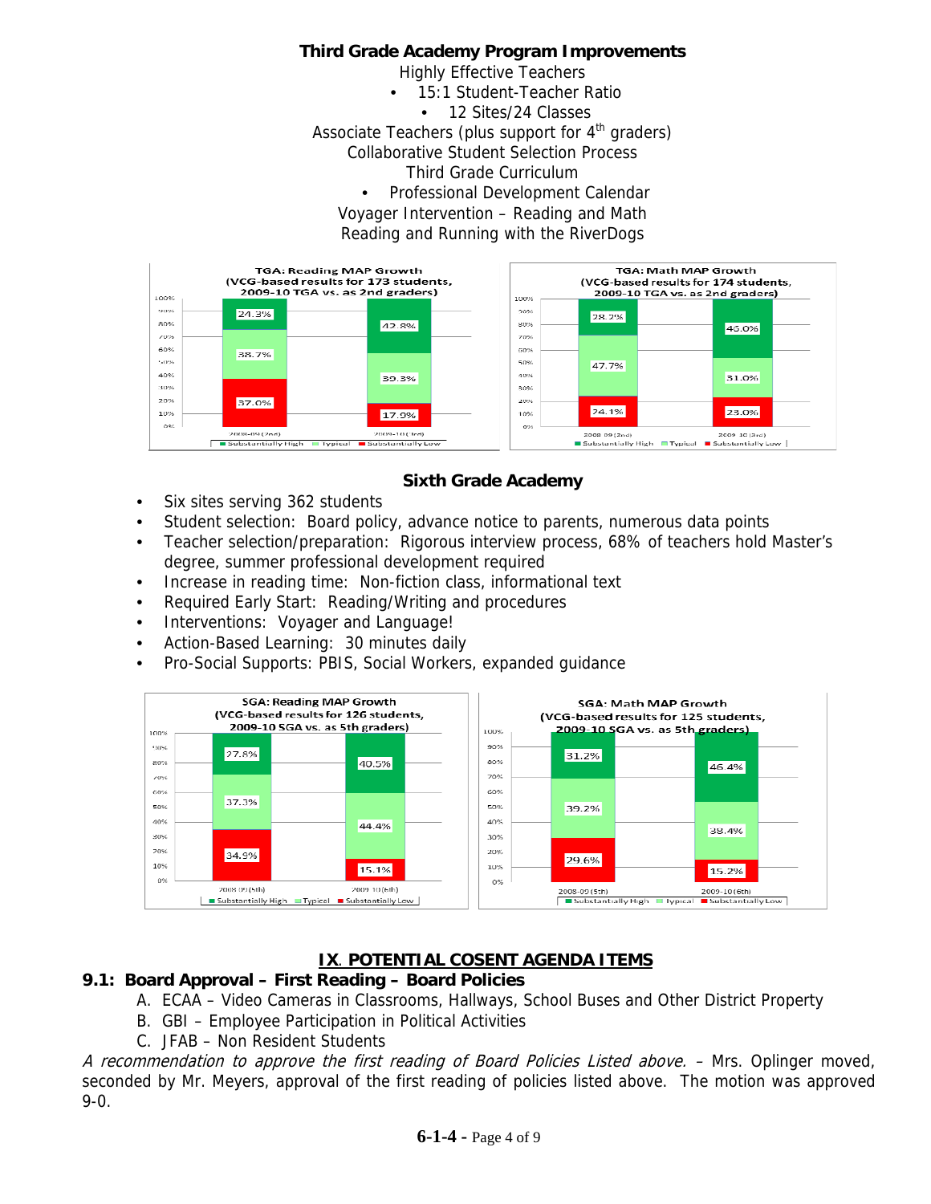### Third Grade Academy Program Improvements

Highly Effective Teachers

- 15:1 Student-Teacher Ratio
- 12 Sites/24 Classes

Associate Teachers (plus support for 4th graders)

Collaborative Student Selection Process

Third Grade Curriculum

- Professional Development Calendar

Voyager Intervention – Reading and Math

Reading and Running with the RiverDogs

**TGA: Reading MAP Growth (VCG-based results for 173 students, 2009-10 TGA vs. as 2nd graders)**

| | 2008-09 (2nd) | 2009-10 (3rd) |
|---|---|---|
| Substantially High | 24.3% | 42.8% |
| Typical | 38.7% | 39.3% |
| Substantially Low | 37.0% | 17.9% |

**TGA: Math MAP Growth (VCG-based results for 174 students, 2009-10 TGA vs. as 2nd graders)**

| | 2008-09 (2nd) | 2009-10 (3rd) |
|---|---|---|
| Substantially High | 28.2% | 46.0% |
| Typical | 47.7% | 31.0% |
| Substantially Low | 24.1% | 23.0% |

### Sixth Grade Academy

- Six sites serving 362 students
- Student selection: Board policy, advance notice to parents, numerous data points
- Teacher selection/preparation: Rigorous interview process, 68% of teachers hold Master's degree, summer professional development required
- Increase in reading time: Non-fiction class, informational text
- Required Early Start: Reading/Writing and procedures
- Interventions: Voyager and Language!
- Action-Based Learning: 30 minutes daily
- Pro-Social Supports: PBIS, Social Workers, expanded guidance

**SGA: Reading MAP Growth (VCG-based results for 126 students, 2009-10 SGA vs. as 5th graders)**

| | 2008-09 (5th) | 2009-10 (6th) |
|---|---|---|
| Substantially High | 27.8% | 40.5% |
| Typical | 37.3% | 44.4% |
| Substantially Low | 34.9% | 15.1% |

**SGA: Math MAP Growth (VCG-based results for 125 students, 2009-10 SGA vs. as 5th graders)**

| | 2008-09 (5th) | 2009-10 (6th) |
|---|---|---|
| Substantially High | 31.2% | 46.4% |
| Typical | 39.2% | 38.4% |
| Substantially Low | 29.6% | 15.2% |

## IX. POTENTIAL COSENT AGENDA ITEMS

**9.1: Board Approval – First Reading – Board Policies**

A. ECAA – Video Cameras in Classrooms, Hallways, School Buses and Other District Property
B. GBI – Employee Participation in Political Activities
C. JFAB – Non Resident Students

*A recommendation to approve the first reading of Board Policies Listed above.* – Mrs. Oplinger moved, seconded by Mr. Meyers, approval of the first reading of policies listed above. The motion was approved 9-0.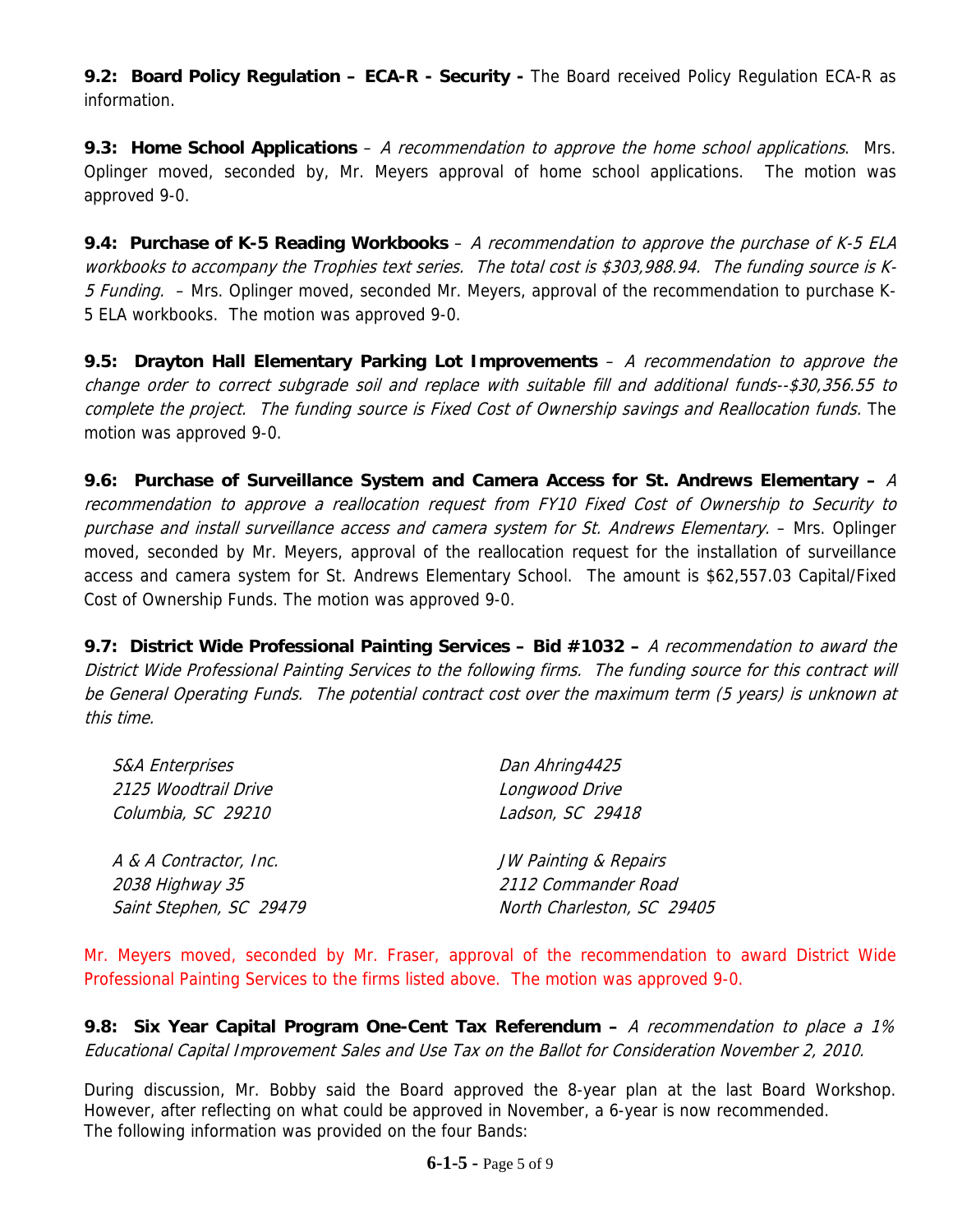**9.2: Board Policy Regulation – ECA-R - Security -** The Board received Policy Regulation ECA-R as information.

**9.3: Home School Applications** – *A recommendation to approve the home school applications*. Mrs. Oplinger moved, seconded by, Mr. Meyers approval of home school applications. The motion was approved 9-0.

**9.4: Purchase of K-5 Reading Workbooks** – *A recommendation to approve the purchase of K-5 ELA workbooks to accompany the Trophies text series. The total cost is $303,988.94. The funding source is K-5 Funding.* – Mrs. Oplinger moved, seconded Mr. Meyers, approval of the recommendation to purchase K-5 ELA workbooks. The motion was approved 9-0.

**9.5: Drayton Hall Elementary Parking Lot Improvements** – *A recommendation to approve the change order to correct subgrade soil and replace with suitable fill and additional funds--$30,356.55 to complete the project. The funding source is Fixed Cost of Ownership savings and Reallocation funds.* The motion was approved 9-0.

**9.6: Purchase of Surveillance System and Camera Access for St. Andrews Elementary –** *A recommendation to approve a reallocation request from FY10 Fixed Cost of Ownership to Security to purchase and install surveillance access and camera system for St. Andrews Elementary.* – Mrs. Oplinger moved, seconded by Mr. Meyers, approval of the reallocation request for the installation of surveillance access and camera system for St. Andrews Elementary School. The amount is $62,557.03 Capital/Fixed Cost of Ownership Funds. The motion was approved 9-0.

**9.7: District Wide Professional Painting Services – Bid #1032 –** *A recommendation to award the District Wide Professional Painting Services to the following firms. The funding source for this contract will be General Operating Funds. The potential contract cost over the maximum term (5 years) is unknown at this time.*

*S&A Enterprises*
*2125 Woodtrail Drive*
*Columbia, SC 29210*

*Dan Ahring4425*
*Longwood Drive*
*Ladson, SC 29418*

*A & A Contractor, Inc.*
*2038 Highway 35*
*Saint Stephen, SC 29479*

*JW Painting & Repairs*
*2112 Commander Road*
*North Charleston, SC 29405*

Mr. Meyers moved, seconded by Mr. Fraser, approval of the recommendation to award District Wide Professional Painting Services to the firms listed above. The motion was approved 9-0.

**9.8: Six Year Capital Program One-Cent Tax Referendum –** *A recommendation to place a 1% Educational Capital Improvement Sales and Use Tax on the Ballot for Consideration November 2, 2010.*

During discussion, Mr. Bobby said the Board approved the 8-year plan at the last Board Workshop. However, after reflecting on what could be approved in November, a 6-year is now recommended. The following information was provided on the four Bands: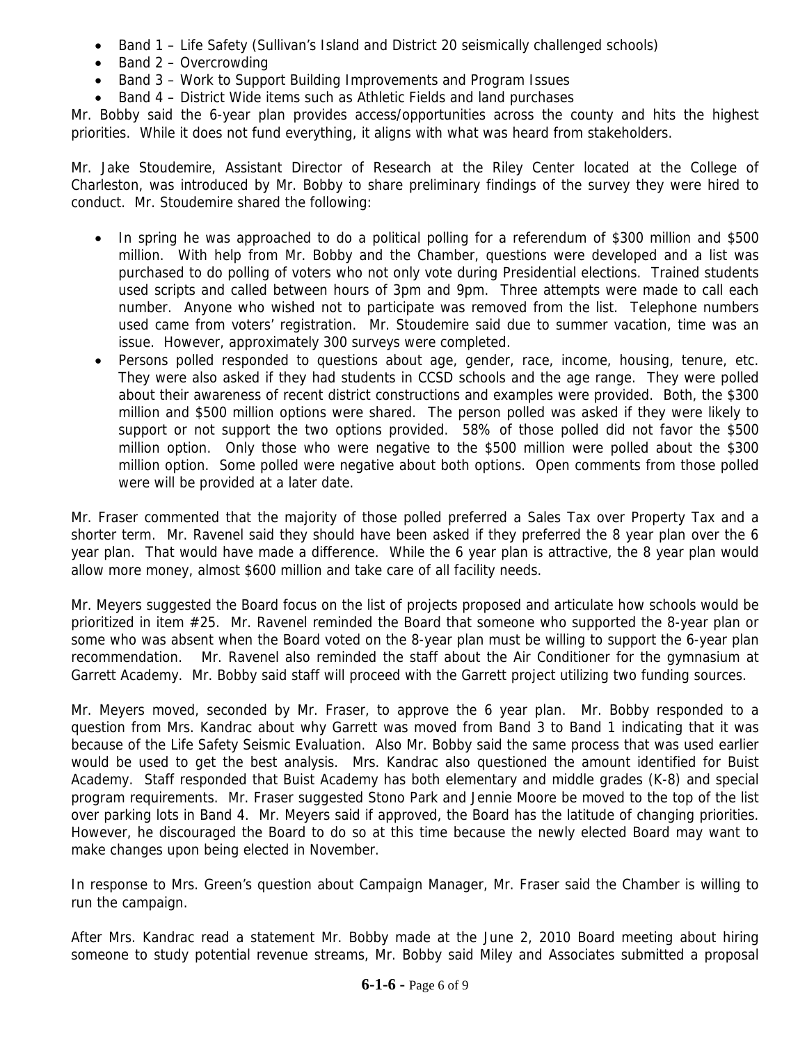- Band 1 – Life Safety (Sullivan's Island and District 20 seismically challenged schools)
- Band 2 – Overcrowding
- Band 3 – Work to Support Building Improvements and Program Issues
- Band 4 – District Wide items such as Athletic Fields and land purchases

Mr. Bobby said the 6-year plan provides access/opportunities across the county and hits the highest priorities. While it does not fund everything, it aligns with what was heard from stakeholders.

Mr. Jake Stoudemire, Assistant Director of Research at the Riley Center located at the College of Charleston, was introduced by Mr. Bobby to share preliminary findings of the survey they were hired to conduct. Mr. Stoudemire shared the following:

- In spring he was approached to do a political polling for a referendum of $300 million and $500 million. With help from Mr. Bobby and the Chamber, questions were developed and a list was purchased to do polling of voters who not only vote during Presidential elections. Trained students used scripts and called between hours of 3pm and 9pm. Three attempts were made to call each number. Anyone who wished not to participate was removed from the list. Telephone numbers used came from voters' registration. Mr. Stoudemire said due to summer vacation, time was an issue. However, approximately 300 surveys were completed.
- Persons polled responded to questions about age, gender, race, income, housing, tenure, etc. They were also asked if they had students in CCSD schools and the age range. They were polled about their awareness of recent district constructions and examples were provided. Both, the $300 million and $500 million options were shared. The person polled was asked if they were likely to support or not support the two options provided. 58% of those polled did not favor the $500 million option. Only those who were negative to the $500 million were polled about the $300 million option. Some polled were negative about both options. Open comments from those polled were will be provided at a later date.

Mr. Fraser commented that the majority of those polled preferred a Sales Tax over Property Tax and a shorter term. Mr. Ravenel said they should have been asked if they preferred the 8 year plan over the 6 year plan. That would have made a difference. While the 6 year plan is attractive, the 8 year plan would allow more money, almost $600 million and take care of all facility needs.

Mr. Meyers suggested the Board focus on the list of projects proposed and articulate how schools would be prioritized in item #25. Mr. Ravenel reminded the Board that someone who supported the 8-year plan or some who was absent when the Board voted on the 8-year plan must be willing to support the 6-year plan recommendation. Mr. Ravenel also reminded the staff about the Air Conditioner for the gymnasium at Garrett Academy. Mr. Bobby said staff will proceed with the Garrett project utilizing two funding sources.

Mr. Meyers moved, seconded by Mr. Fraser, to approve the 6 year plan. Mr. Bobby responded to a question from Mrs. Kandrac about why Garrett was moved from Band 3 to Band 1 indicating that it was because of the Life Safety Seismic Evaluation. Also Mr. Bobby said the same process that was used earlier would be used to get the best analysis. Mrs. Kandrac also questioned the amount identified for Buist Academy. Staff responded that Buist Academy has both elementary and middle grades (K-8) and special program requirements. Mr. Fraser suggested Stono Park and Jennie Moore be moved to the top of the list over parking lots in Band 4. Mr. Meyers said if approved, the Board has the latitude of changing priorities. However, he discouraged the Board to do so at this time because the newly elected Board may want to make changes upon being elected in November.

In response to Mrs. Green's question about Campaign Manager, Mr. Fraser said the Chamber is willing to run the campaign.

After Mrs. Kandrac read a statement Mr. Bobby made at the June 2, 2010 Board meeting about hiring someone to study potential revenue streams, Mr. Bobby said Miley and Associates submitted a proposal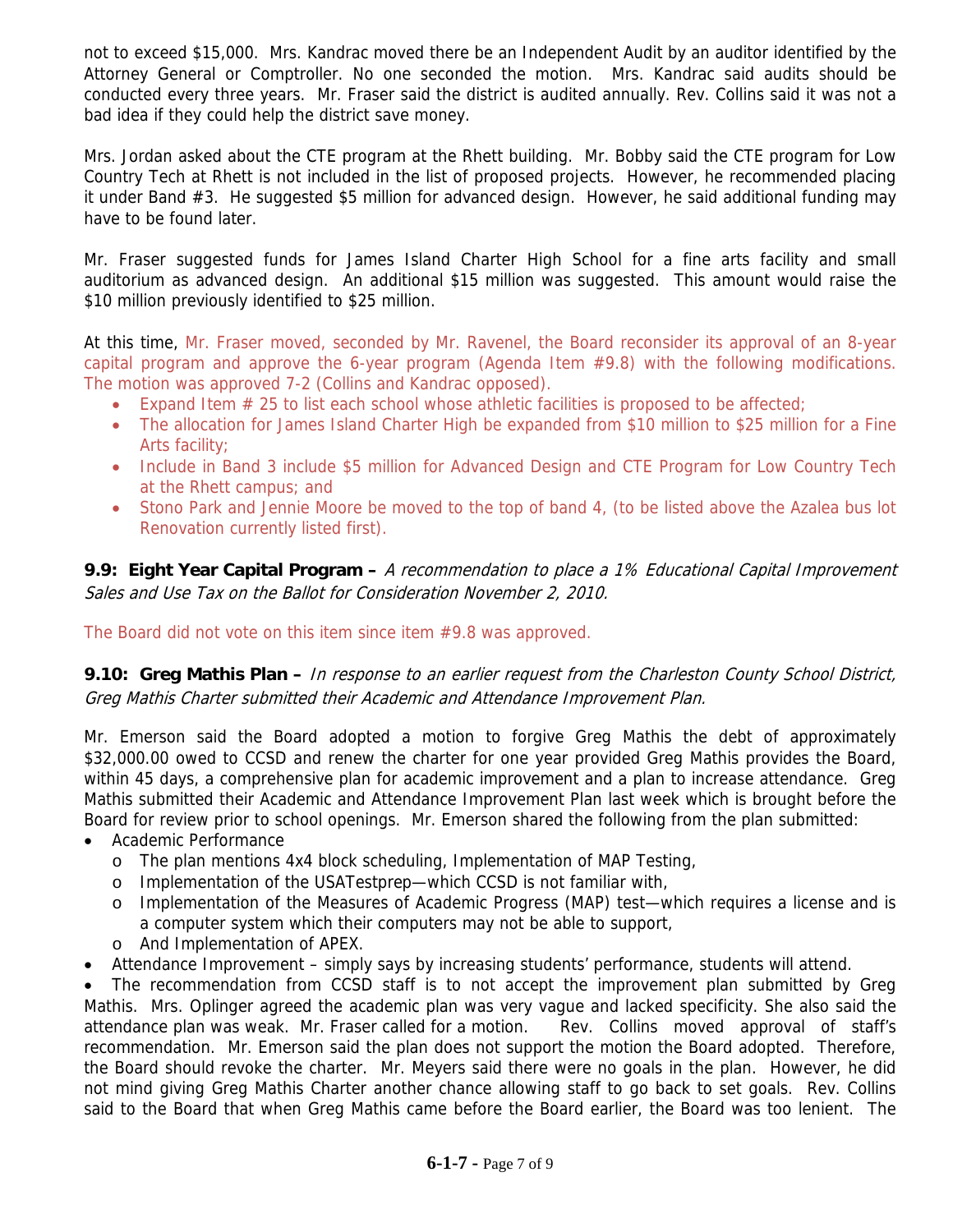not to exceed $15,000. Mrs. Kandrac moved there be an Independent Audit by an auditor identified by the Attorney General or Comptroller. No one seconded the motion. Mrs. Kandrac said audits should be conducted every three years. Mr. Fraser said the district is audited annually. Rev. Collins said it was not a bad idea if they could help the district save money.

Mrs. Jordan asked about the CTE program at the Rhett building. Mr. Bobby said the CTE program for Low Country Tech at Rhett is not included in the list of proposed projects. However, he recommended placing it under Band #3. He suggested $5 million for advanced design. However, he said additional funding may have to be found later.

Mr. Fraser suggested funds for James Island Charter High School for a fine arts facility and small auditorium as advanced design. An additional $15 million was suggested. This amount would raise the $10 million previously identified to $25 million.

At this time, Mr. Fraser moved, seconded by Mr. Ravenel, the Board reconsider its approval of an 8-year capital program and approve the 6-year program (Agenda Item #9.8) with the following modifications. The motion was approved 7-2 (Collins and Kandrac opposed).

- Expand Item # 25 to list each school whose athletic facilities is proposed to be affected;
- The allocation for James Island Charter High be expanded from $10 million to $25 million for a Fine Arts facility;
- Include in Band 3 include $5 million for Advanced Design and CTE Program for Low Country Tech at the Rhett campus; and
- Stono Park and Jennie Moore be moved to the top of band 4, (to be listed above the Azalea bus lot Renovation currently listed first).

**9.9: Eight Year Capital Program –** *A recommendation to place a 1% Educational Capital Improvement Sales and Use Tax on the Ballot for Consideration November 2, 2010.*

The Board did not vote on this item since item #9.8 was approved.

**9.10: Greg Mathis Plan –** *In response to an earlier request from the Charleston County School District, Greg Mathis Charter submitted their Academic and Attendance Improvement Plan.*

Mr. Emerson said the Board adopted a motion to forgive Greg Mathis the debt of approximately $32,000.00 owed to CCSD and renew the charter for one year provided Greg Mathis provides the Board, within 45 days, a comprehensive plan for academic improvement and a plan to increase attendance. Greg Mathis submitted their Academic and Attendance Improvement Plan last week which is brought before the Board for review prior to school openings. Mr. Emerson shared the following from the plan submitted:

- Academic Performance
  - The plan mentions 4x4 block scheduling, Implementation of MAP Testing,
  - Implementation of the USATestprep—which CCSD is not familiar with,
  - Implementation of the Measures of Academic Progress (MAP) test—which requires a license and is a computer system which their computers may not be able to support,
  - And Implementation of APEX.
- Attendance Improvement – simply says by increasing students' performance, students will attend.
- The recommendation from CCSD staff is to not accept the improvement plan submitted by Greg Mathis. Mrs. Oplinger agreed the academic plan was very vague and lacked specificity. She also said the attendance plan was weak. Mr. Fraser called for a motion. Rev. Collins moved approval of staff's recommendation. Mr. Emerson said the plan does not support the motion the Board adopted. Therefore, the Board should revoke the charter. Mr. Meyers said there were no goals in the plan. However, he did not mind giving Greg Mathis Charter another chance allowing staff to go back to set goals. Rev. Collins said to the Board that when Greg Mathis came before the Board earlier, the Board was too lenient. The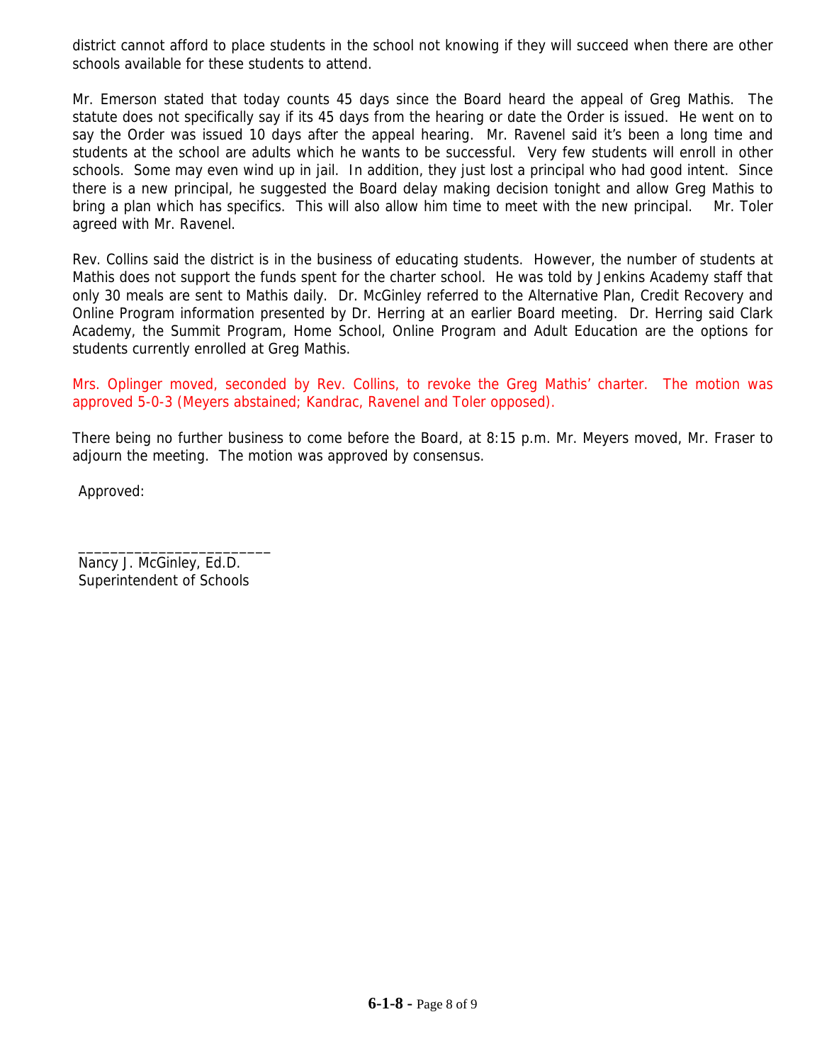district cannot afford to place students in the school not knowing if they will succeed when there are other schools available for these students to attend.

Mr. Emerson stated that today counts 45 days since the Board heard the appeal of Greg Mathis. The statute does not specifically say if its 45 days from the hearing or date the Order is issued. He went on to say the Order was issued 10 days after the appeal hearing. Mr. Ravenel said it's been a long time and students at the school are adults which he wants to be successful. Very few students will enroll in other schools. Some may even wind up in jail. In addition, they just lost a principal who had good intent. Since there is a new principal, he suggested the Board delay making decision tonight and allow Greg Mathis to bring a plan which has specifics. This will also allow him time to meet with the new principal. Mr. Toler agreed with Mr. Ravenel.

Rev. Collins said the district is in the business of educating students. However, the number of students at Mathis does not support the funds spent for the charter school. He was told by Jenkins Academy staff that only 30 meals are sent to Mathis daily. Dr. McGinley referred to the Alternative Plan, Credit Recovery and Online Program information presented by Dr. Herring at an earlier Board meeting. Dr. Herring said Clark Academy, the Summit Program, Home School, Online Program and Adult Education are the options for students currently enrolled at Greg Mathis.

Mrs. Oplinger moved, seconded by Rev. Collins, to revoke the Greg Mathis' charter. The motion was approved 5-0-3 (Meyers abstained; Kandrac, Ravenel and Toler opposed).

There being no further business to come before the Board, at 8:15 p.m. Mr. Meyers moved, Mr. Fraser to adjourn the meeting. The motion was approved by consensus.

Approved:

_______________________
Nancy J. McGinley, Ed.D.
Superintendent of Schools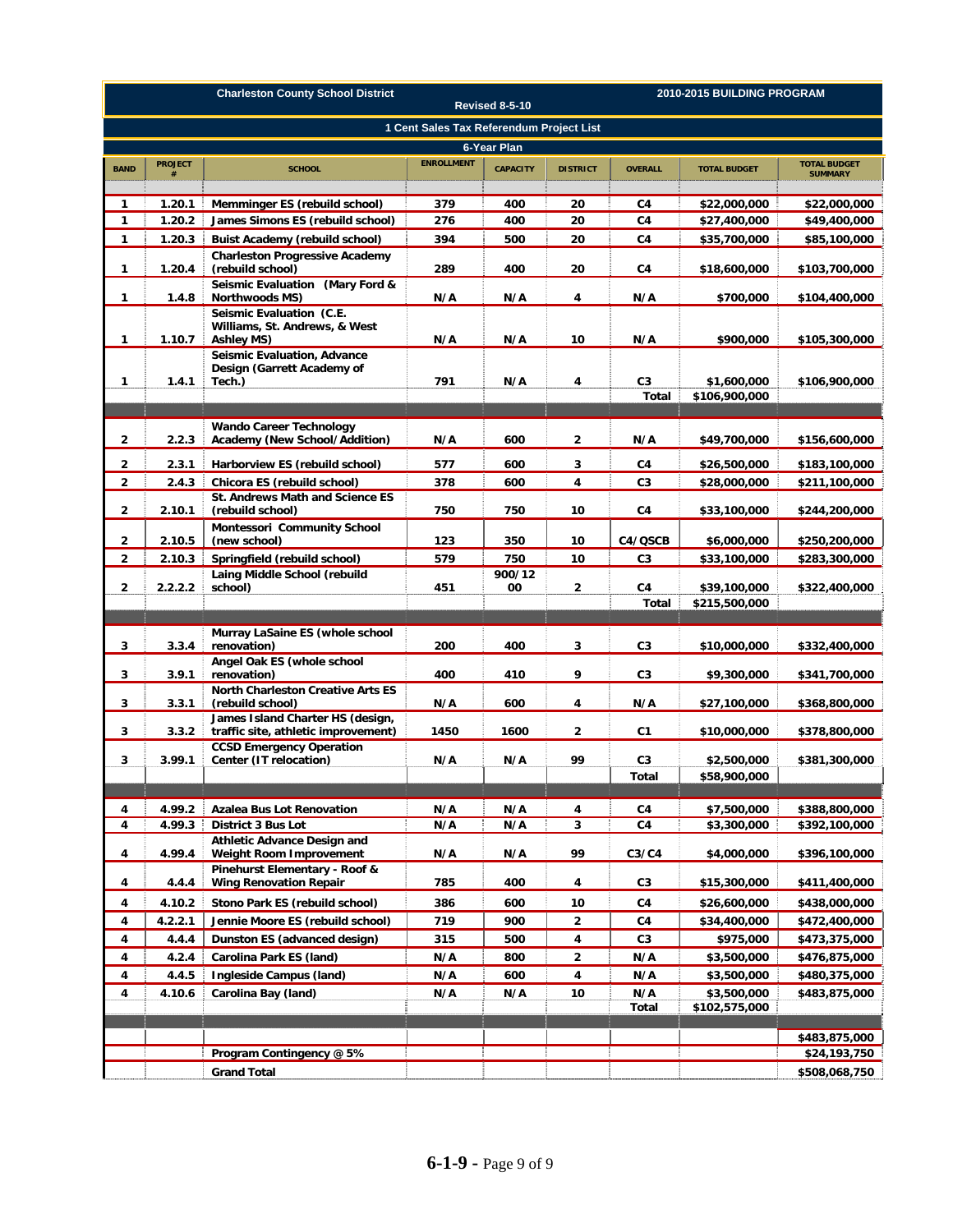Charleston County School District | Revised 8-5-10 | 2010-2015 BUILDING PROGRAM

**1 Cent Sales Tax Referendum Project List**

**6-Year Plan**

| BAND | PROJECT # | SCHOOL | ENROLLMENT | CAPACITY | DISTRICT | OVERALL | TOTAL BUDGET | TOTAL BUDGET SUMMARY |
|---|---|---|---|---|---|---|---|---|
| 1 | 1.20.1 | Memminger ES (rebuild school) | 379 | 400 | 20 | C4 | $22,000,000 | $22,000,000 |
| 1 | 1.20.2 | James Simons ES (rebuild school) | 276 | 400 | 20 | C4 | $27,400,000 | $49,400,000 |
| 1 | 1.20.3 | Buist Academy (rebuild school) | 394 | 500 | 20 | C4 | $35,700,000 | $85,100,000 |
| 1 | 1.20.4 | Charleston Progressive Academy (rebuild school) | 289 | 400 | 20 | C4 | $18,600,000 | $103,700,000 |
| 1 | 1.4.8 | Seismic Evaluation (Mary Ford & Northwoods MS) | N/A | N/A | 4 | N/A | $700,000 | $104,400,000 |
| 1 | 1.10.7 | Seismic Evaluation (C.E. Williams, St. Andrews, & West Ashley MS) | N/A | N/A | 10 | N/A | $900,000 | $105,300,000 |
| 1 | 1.4.1 | Seismic Evaluation, Advance Design (Garrett Academy of Tech.) | 791 | N/A | 4 | C3 | $1,600,000 | $106,900,000 |
| | | | | | | Total | $106,900,000 | |
| 2 | 2.2.3 | Wando Career Technology Academy (New School/Addition) | N/A | 600 | 2 | N/A | $49,700,000 | $156,600,000 |
| 2 | 2.3.1 | Harborview ES (rebuild school) | 577 | 600 | 3 | C4 | $26,500,000 | $183,100,000 |
| 2 | 2.4.3 | Chicora ES (rebuild school) | 378 | 600 | 4 | C3 | $28,000,000 | $211,100,000 |
| 2 | 2.10.1 | St. Andrews Math and Science ES (rebuild school) | 750 | 750 | 10 | C4 | $33,100,000 | $244,200,000 |
| 2 | 2.10.5 | Montessori Community School (new school) | 123 | 350 | 10 | C4/QSCB | $6,000,000 | $250,200,000 |
| 2 | 2.10.3 | Springfield (rebuild school) | 579 | 750 | 10 | C3 | $33,100,000 | $283,300,000 |
| 2 | 2.2.2.2 | Laing Middle School (rebuild school) | 451 | 900/1200 | 2 | C4 | $39,100,000 | $322,400,000 |
| | | | | | | Total | $215,500,000 | |
| 3 | 3.3.4 | Murray LaSaine ES (whole school renovation) | 200 | 400 | 3 | C3 | $10,000,000 | $332,400,000 |
| 3 | 3.9.1 | Angel Oak ES (whole school renovation) | 400 | 410 | 9 | C3 | $9,300,000 | $341,700,000 |
| 3 | 3.3.1 | North Charleston Creative Arts ES (rebuild school) | N/A | 600 | 4 | N/A | $27,100,000 | $368,800,000 |
| 3 | 3.3.2 | James Island Charter HS (design, traffic site, athletic improvement) | 1450 | 1600 | 2 | C1 | $10,000,000 | $378,800,000 |
| 3 | 3.99.1 | CCSD Emergency Operation Center (IT relocation) | N/A | N/A | 99 | C3 | $2,500,000 | $381,300,000 |
| | | | | | | Total | $58,900,000 | |
| 4 | 4.99.2 | Azalea Bus Lot Renovation | N/A | N/A | 4 | C4 | $7,500,000 | $388,800,000 |
| 4 | 4.99.3 | District 3 Bus Lot | N/A | N/A | 3 | C4 | $3,300,000 | $392,100,000 |
| 4 | 4.99.4 | Athletic Advance Design and Weight Room Improvement | N/A | N/A | 99 | C3/C4 | $4,000,000 | $396,100,000 |
| 4 | 4.4.4 | Pinehurst Elementary - Roof & Wing Renovation Repair | 785 | 400 | 4 | C3 | $15,300,000 | $411,400,000 |
| 4 | 4.10.2 | Stono Park ES (rebuild school) | 386 | 600 | 10 | C4 | $26,600,000 | $438,000,000 |
| 4 | 4.2.2.1 | Jennie Moore ES (rebuild school) | 719 | 900 | 2 | C4 | $34,400,000 | $472,400,000 |
| 4 | 4.4.4 | Dunston ES (advanced design) | 315 | 500 | 4 | C3 | $975,000 | $473,375,000 |
| 4 | 4.2.4 | Carolina Park ES (land) | N/A | 800 | 2 | N/A | $3,500,000 | $476,875,000 |
| 4 | 4.4.5 | Ingleside Campus (land) | N/A | 600 | 4 | N/A | $3,500,000 | $480,375,000 |
| 4 | 4.10.6 | Carolina Bay (land) | N/A | N/A | 10 | N/A | $3,500,000 | $483,875,000 |
| | | | | | | Total | $102,575,000 | |
| | | | | | | | | $483,875,000 |
| | | Program Contingency @ 5% | | | | | | $24,193,750 |
| | | Grand Total | | | | | | $508,068,750 |

6-1-9 -